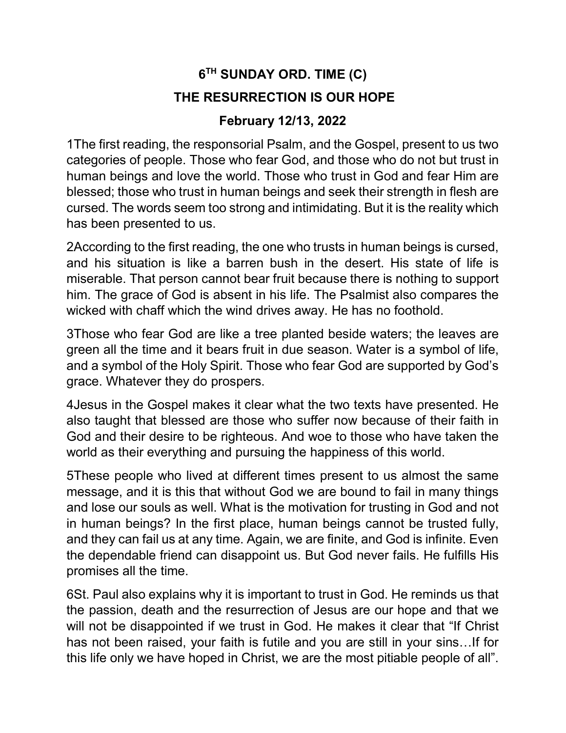# 6TH SUNDAY ORD. TIME (C)

## THE RESURRECTION IS OUR HOPE

### February 12/13, 2022

1The first reading, the responsorial Psalm, and the Gospel, present to us two categories of people. Those who fear God, and those who do not but trust in human beings and love the world. Those who trust in God and fear Him are blessed; those who trust in human beings and seek their strength in flesh are cursed. The words seem too strong and intimidating. But it is the reality which has been presented to us.

2According to the first reading, the one who trusts in human beings is cursed, and his situation is like a barren bush in the desert. His state of life is miserable. That person cannot bear fruit because there is nothing to support him. The grace of God is absent in his life. The Psalmist also compares the wicked with chaff which the wind drives away. He has no foothold.

3Those who fear God are like a tree planted beside waters; the leaves are green all the time and it bears fruit in due season. Water is a symbol of life, and a symbol of the Holy Spirit. Those who fear God are supported by God's grace. Whatever they do prospers.

4Jesus in the Gospel makes it clear what the two texts have presented. He also taught that blessed are those who suffer now because of their faith in God and their desire to be righteous. And woe to those who have taken the world as their everything and pursuing the happiness of this world.

5These people who lived at different times present to us almost the same message, and it is this that without God we are bound to fail in many things and lose our souls as well. What is the motivation for trusting in God and not in human beings? In the first place, human beings cannot be trusted fully, and they can fail us at any time. Again, we are finite, and God is infinite. Even the dependable friend can disappoint us. But God never fails. He fulfills His promises all the time.

6St. Paul also explains why it is important to trust in God. He reminds us that the passion, death and the resurrection of Jesus are our hope and that we will not be disappointed if we trust in God. He makes it clear that "If Christ has not been raised, your faith is futile and you are still in your sins…If for this life only we have hoped in Christ, we are the most pitiable people of all".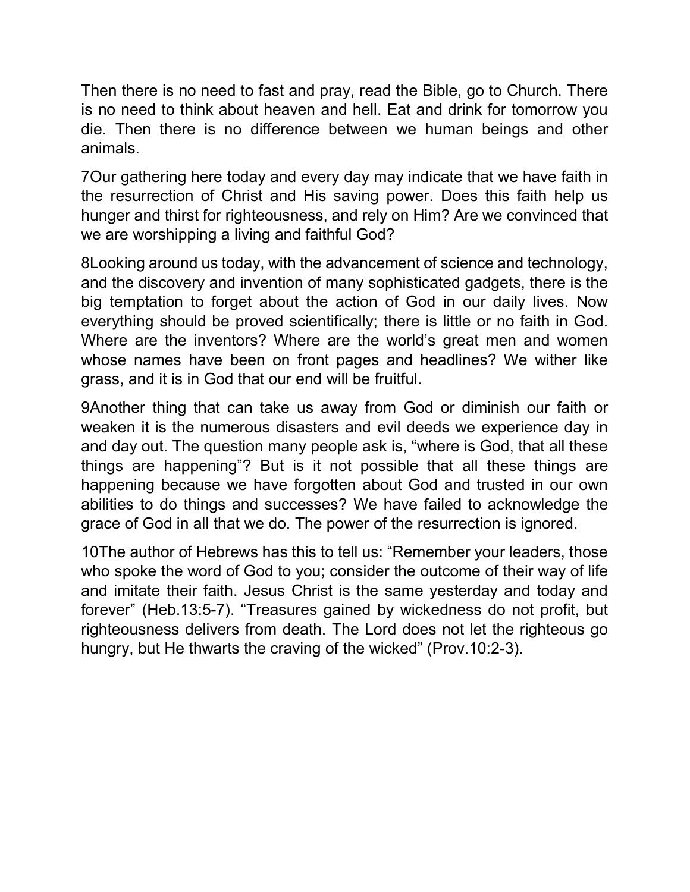Then there is no need to fast and pray, read the Bible, go to Church. There is no need to think about heaven and hell. Eat and drink for tomorrow you die. Then there is no difference between we human beings and other animals.

7Our gathering here today and every day may indicate that we have faith in the resurrection of Christ and His saving power. Does this faith help us hunger and thirst for righteousness, and rely on Him? Are we convinced that we are worshipping a living and faithful God?

8Looking around us today, with the advancement of science and technology, and the discovery and invention of many sophisticated gadgets, there is the big temptation to forget about the action of God in our daily lives. Now everything should be proved scientifically; there is little or no faith in God. Where are the inventors? Where are the world's great men and women whose names have been on front pages and headlines? We wither like grass, and it is in God that our end will be fruitful.

9Another thing that can take us away from God or diminish our faith or weaken it is the numerous disasters and evil deeds we experience day in and day out. The question many people ask is, "where is God, that all these things are happening"? But is it not possible that all these things are happening because we have forgotten about God and trusted in our own abilities to do things and successes? We have failed to acknowledge the grace of God in all that we do. The power of the resurrection is ignored.

10The author of Hebrews has this to tell us: "Remember your leaders, those who spoke the word of God to you; consider the outcome of their way of life and imitate their faith. Jesus Christ is the same yesterday and today and forever" (Heb.13:5-7). "Treasures gained by wickedness do not profit, but righteousness delivers from death. The Lord does not let the righteous go hungry, but He thwarts the craving of the wicked" (Prov.10:2-3).